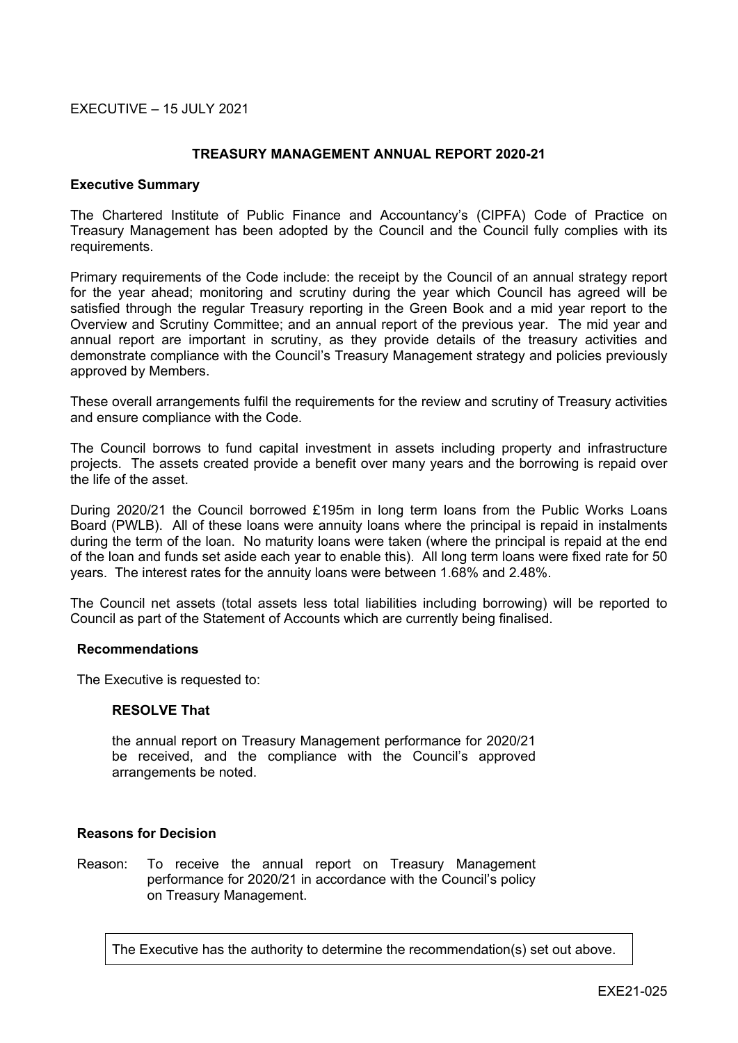EXECUTIVE – 15 JULY 2021

## TREASURY MANAGEMENT ANNUAL REPORT 2020-21

### Executive Summary

The Chartered Institute of Public Finance and Accountancy's (CIPFA) Code of Practice on Treasury Management has been adopted by the Council and the Council fully complies with its requirements.

Primary requirements of the Code include: the receipt by the Council of an annual strategy report for the year ahead; monitoring and scrutiny during the year which Council has agreed will be satisfied through the regular Treasury reporting in the Green Book and a mid year report to the Overview and Scrutiny Committee; and an annual report of the previous year. The mid year and annual report are important in scrutiny, as they provide details of the treasury activities and demonstrate compliance with the Council's Treasury Management strategy and policies previously approved by Members.

These overall arrangements fulfil the requirements for the review and scrutiny of Treasury activities and ensure compliance with the Code.

The Council borrows to fund capital investment in assets including property and infrastructure projects. The assets created provide a benefit over many years and the borrowing is repaid over the life of the asset.

During 2020/21 the Council borrowed £195m in long term loans from the Public Works Loans Board (PWLB). All of these loans were annuity loans where the principal is repaid in instalments during the term of the loan. No maturity loans were taken (where the principal is repaid at the end of the loan and funds set aside each year to enable this). All long term loans were fixed rate for 50 years. The interest rates for the annuity loans were between 1.68% and 2.48%.

The Council net assets (total assets less total liabilities including borrowing) will be reported to Council as part of the Statement of Accounts which are currently being finalised.

### Recommendations

The Executive is requested to:

**RESOLVE That**

the annual report on Treasury Management performance for 2020/21 be received, and the compliance with the Council's approved arrangements be noted.

### Reasons for Decision

Reason: To receive the annual report on Treasury Management performance for 2020/21 in accordance with the Council's policy on Treasury Management.

The Executive has the authority to determine the recommendation(s) set out above.

EXE21-025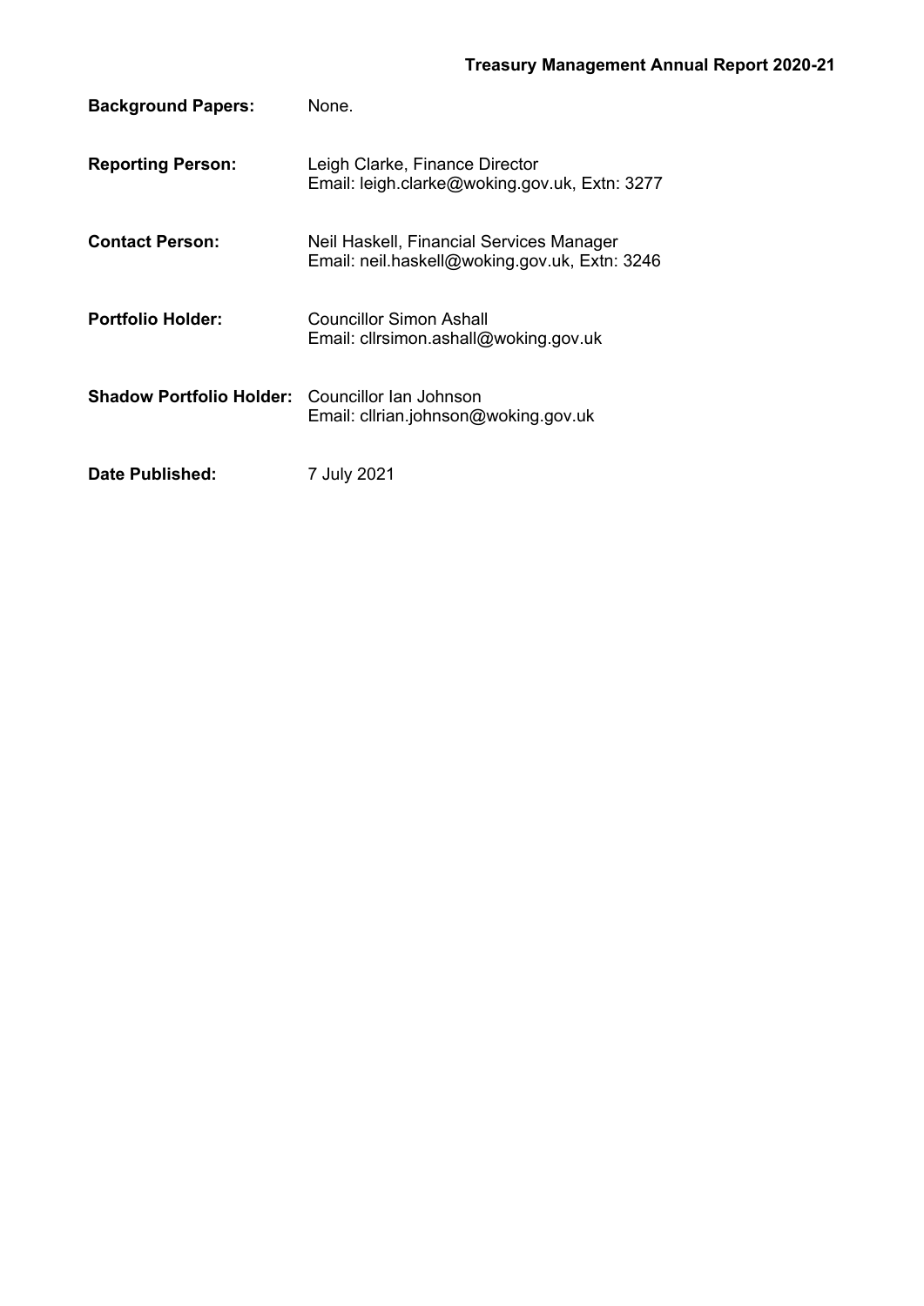**Background Papers:** None.

**Reporting Person:** Leigh Clarke, Finance Director
Email: leigh.clarke@woking.gov.uk, Extn: 3277

**Contact Person:** Neil Haskell, Financial Services Manager
Email: neil.haskell@woking.gov.uk, Extn: 3246

**Portfolio Holder:** Councillor Simon Ashall
Email: cllrsimon.ashall@woking.gov.uk

**Shadow Portfolio Holder:** Councillor Ian Johnson
Email: cllrian.johnson@woking.gov.uk

**Date Published:** 7 July 2021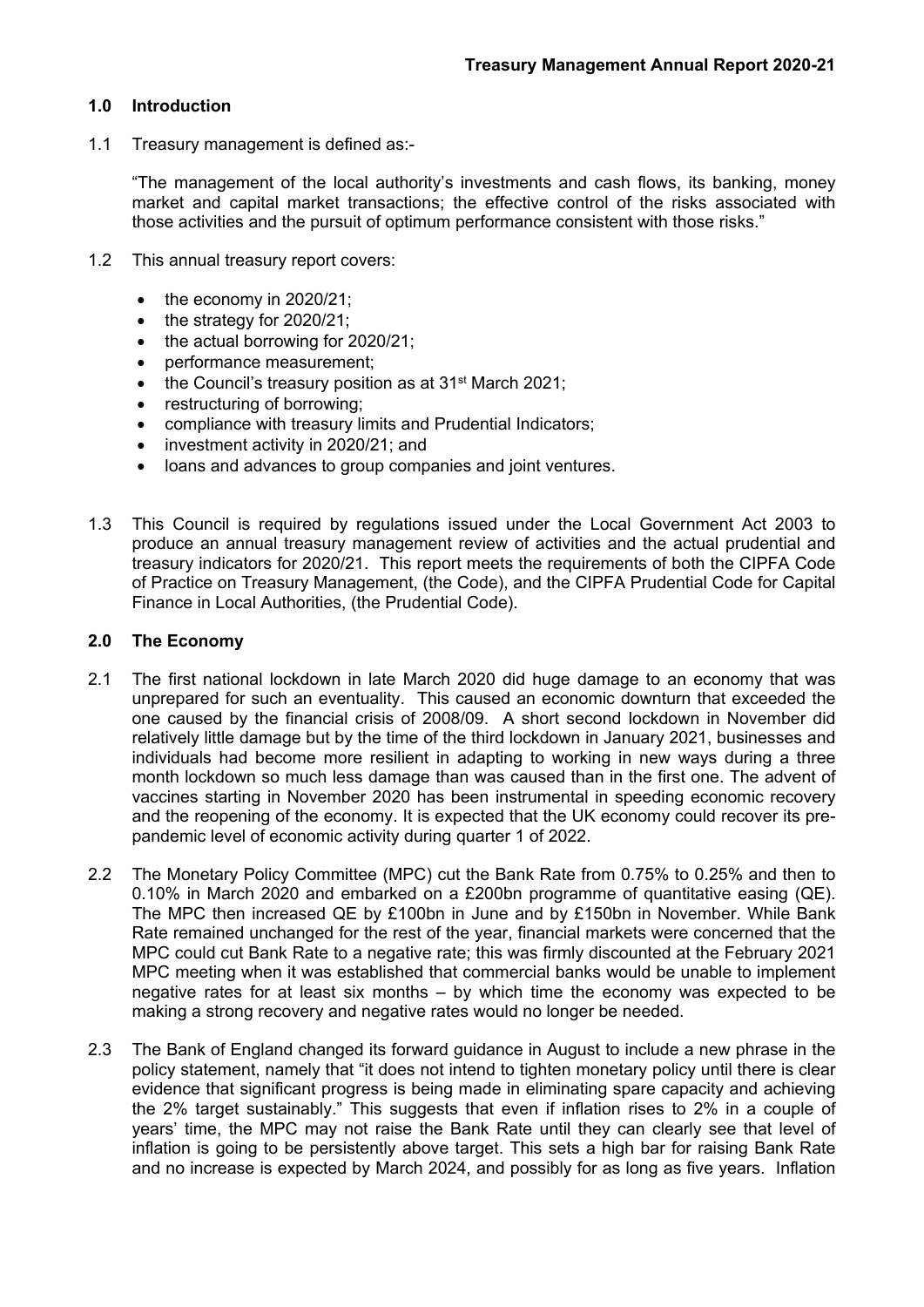## 1.0 Introduction

1.1 Treasury management is defined as:-

"The management of the local authority's investments and cash flows, its banking, money market and capital market transactions; the effective control of the risks associated with those activities and the pursuit of optimum performance consistent with those risks."

1.2 This annual treasury report covers:

- the economy in 2020/21;
- the strategy for 2020/21;
- the actual borrowing for 2020/21;
- performance measurement;
- the Council's treasury position as at 31st March 2021;
- restructuring of borrowing;
- compliance with treasury limits and Prudential Indicators;
- investment activity in 2020/21; and
- loans and advances to group companies and joint ventures.

1.3 This Council is required by regulations issued under the Local Government Act 2003 to produce an annual treasury management review of activities and the actual prudential and treasury indicators for 2020/21. This report meets the requirements of both the CIPFA Code of Practice on Treasury Management, (the Code), and the CIPFA Prudential Code for Capital Finance in Local Authorities, (the Prudential Code).

## 2.0 The Economy

2.1 The first national lockdown in late March 2020 did huge damage to an economy that was unprepared for such an eventuality. This caused an economic downturn that exceeded the one caused by the financial crisis of 2008/09. A short second lockdown in November did relatively little damage but by the time of the third lockdown in January 2021, businesses and individuals had become more resilient in adapting to working in new ways during a three month lockdown so much less damage than was caused than in the first one. The advent of vaccines starting in November 2020 has been instrumental in speeding economic recovery and the reopening of the economy. It is expected that the UK economy could recover its pre-pandemic level of economic activity during quarter 1 of 2022.

2.2 The Monetary Policy Committee (MPC) cut the Bank Rate from 0.75% to 0.25% and then to 0.10% in March 2020 and embarked on a £200bn programme of quantitative easing (QE). The MPC then increased QE by £100bn in June and by £150bn in November. While Bank Rate remained unchanged for the rest of the year, financial markets were concerned that the MPC could cut Bank Rate to a negative rate; this was firmly discounted at the February 2021 MPC meeting when it was established that commercial banks would be unable to implement negative rates for at least six months – by which time the economy was expected to be making a strong recovery and negative rates would no longer be needed.

2.3 The Bank of England changed its forward guidance in August to include a new phrase in the policy statement, namely that "it does not intend to tighten monetary policy until there is clear evidence that significant progress is being made in eliminating spare capacity and achieving the 2% target sustainably." This suggests that even if inflation rises to 2% in a couple of years' time, the MPC may not raise the Bank Rate until they can clearly see that level of inflation is going to be persistently above target. This sets a high bar for raising Bank Rate and no increase is expected by March 2024, and possibly for as long as five years. Inflation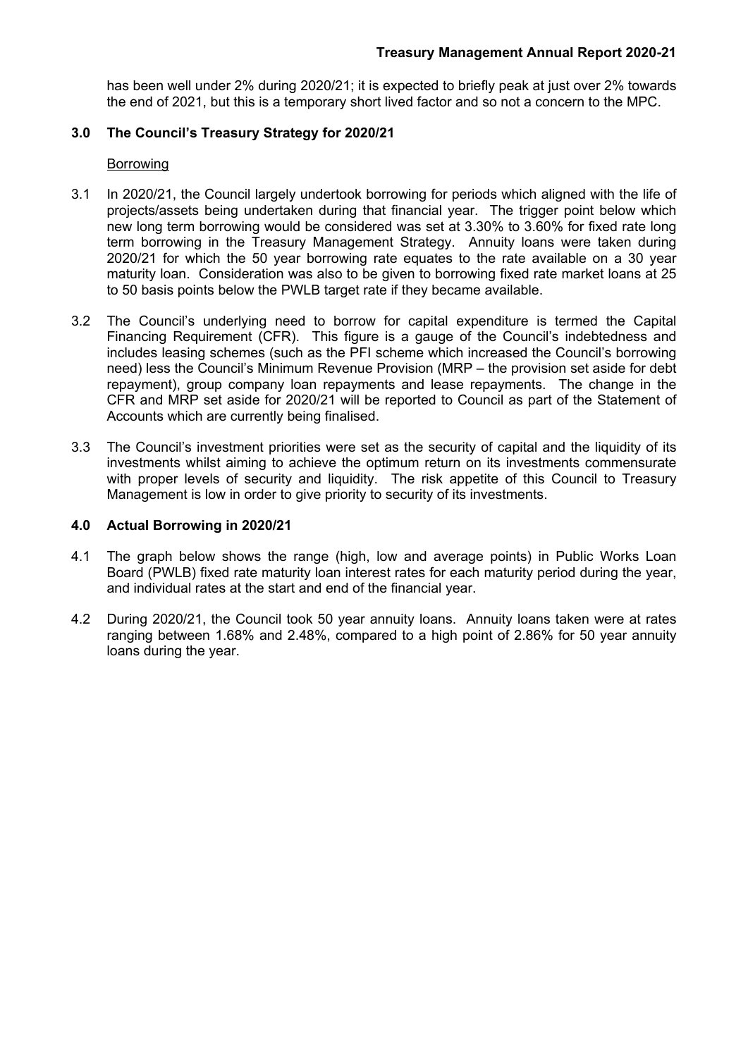has been well under 2% during 2020/21; it is expected to briefly peak at just over 2% towards the end of 2021, but this is a temporary short lived factor and so not a concern to the MPC.

## 3.0 The Council's Treasury Strategy for 2020/21

Borrowing

3.1 In 2020/21, the Council largely undertook borrowing for periods which aligned with the life of projects/assets being undertaken during that financial year. The trigger point below which new long term borrowing would be considered was set at 3.30% to 3.60% for fixed rate long term borrowing in the Treasury Management Strategy. Annuity loans were taken during 2020/21 for which the 50 year borrowing rate equates to the rate available on a 30 year maturity loan. Consideration was also to be given to borrowing fixed rate market loans at 25 to 50 basis points below the PWLB target rate if they became available.

3.2 The Council's underlying need to borrow for capital expenditure is termed the Capital Financing Requirement (CFR). This figure is a gauge of the Council's indebtedness and includes leasing schemes (such as the PFI scheme which increased the Council's borrowing need) less the Council's Minimum Revenue Provision (MRP – the provision set aside for debt repayment), group company loan repayments and lease repayments. The change in the CFR and MRP set aside for 2020/21 will be reported to Council as part of the Statement of Accounts which are currently being finalised.

3.3 The Council's investment priorities were set as the security of capital and the liquidity of its investments whilst aiming to achieve the optimum return on its investments commensurate with proper levels of security and liquidity. The risk appetite of this Council to Treasury Management is low in order to give priority to security of its investments.

## 4.0 Actual Borrowing in 2020/21

4.1 The graph below shows the range (high, low and average points) in Public Works Loan Board (PWLB) fixed rate maturity loan interest rates for each maturity period during the year, and individual rates at the start and end of the financial year.

4.2 During 2020/21, the Council took 50 year annuity loans. Annuity loans taken were at rates ranging between 1.68% and 2.48%, compared to a high point of 2.86% for 50 year annuity loans during the year.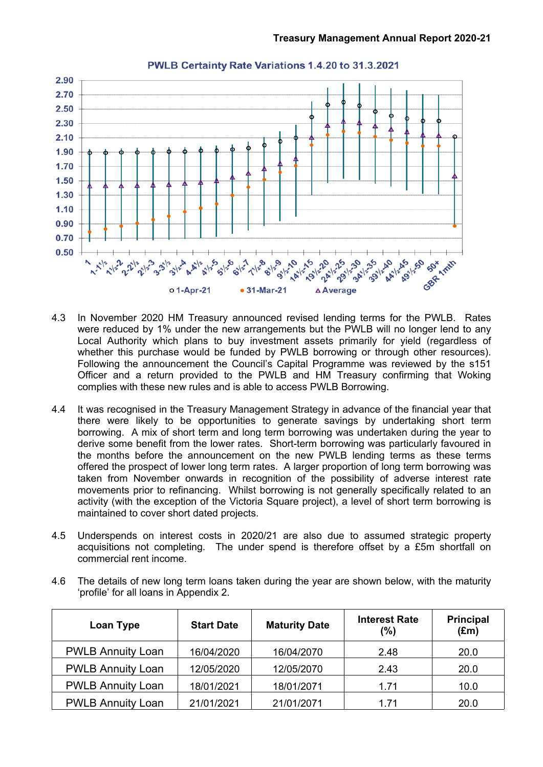PWLB Certainty Rate Variations 1.4.20 to 31.3.2021

4.3 In November 2020 HM Treasury announced revised lending terms for the PWLB. Rates were reduced by 1% under the new arrangements but the PWLB will no longer lend to any Local Authority which plans to buy investment assets primarily for yield (regardless of whether this purchase would be funded by PWLB borrowing or through other resources). Following the announcement the Council's Capital Programme was reviewed by the s151 Officer and a return provided to the PWLB and HM Treasury confirming that Woking complies with these new rules and is able to access PWLB Borrowing.

4.4 It was recognised in the Treasury Management Strategy in advance of the financial year that there were likely to be opportunities to generate savings by undertaking short term borrowing. A mix of short term and long term borrowing was undertaken during the year to derive some benefit from the lower rates. Short-term borrowing was particularly favoured in the months before the announcement on the new PWLB lending terms as these terms offered the prospect of lower long term rates. A larger proportion of long term borrowing was taken from November onwards in recognition of the possibility of adverse interest rate movements prior to refinancing. Whilst borrowing is not generally specifically related to an activity (with the exception of the Victoria Square project), a level of short term borrowing is maintained to cover short dated projects.

4.5 Underspends on interest costs in 2020/21 are also due to assumed strategic property acquisitions not completing. The under spend is therefore offset by a £5m shortfall on commercial rent income.

4.6 The details of new long term loans taken during the year are shown below, with the maturity 'profile' for all loans in Appendix 2.

| Loan Type | Start Date | Maturity Date | Interest Rate (%) | Principal (£m) |
|---|---|---|---|---|
| PWLB Annuity Loan | 16/04/2020 | 16/04/2070 | 2.48 | 20.0 |
| PWLB Annuity Loan | 12/05/2020 | 12/05/2070 | 2.43 | 20.0 |
| PWLB Annuity Loan | 18/01/2021 | 18/01/2071 | 1.71 | 10.0 |
| PWLB Annuity Loan | 21/01/2021 | 21/01/2071 | 1.71 | 20.0 |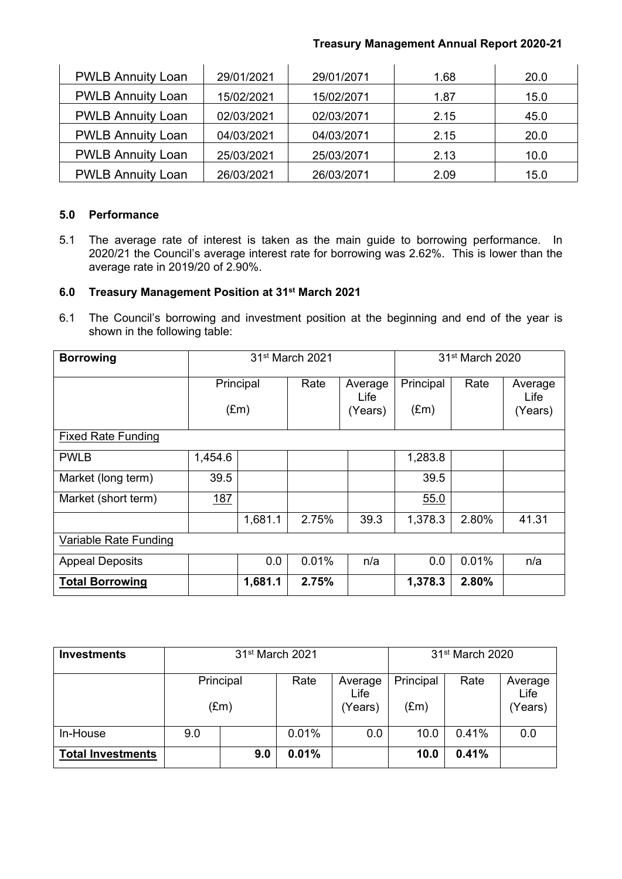| PWLB Annuity Loan | 29/01/2021 | 29/01/2071 | 1.68 | 20.0 |
|---|---|---|---|---|
| PWLB Annuity Loan | 15/02/2021 | 15/02/2071 | 1.87 | 15.0 |
| PWLB Annuity Loan | 02/03/2021 | 02/03/2071 | 2.15 | 45.0 |
| PWLB Annuity Loan | 04/03/2021 | 04/03/2071 | 2.15 | 20.0 |
| PWLB Annuity Loan | 25/03/2021 | 25/03/2071 | 2.13 | 10.0 |
| PWLB Annuity Loan | 26/03/2021 | 26/03/2071 | 2.09 | 15.0 |

### 5.0 Performance

5.1 The average rate of interest is taken as the main guide to borrowing performance. In 2020/21 the Council's average interest rate for borrowing was 2.62%. This is lower than the average rate in 2019/20 of 2.90%.

### 6.0 Treasury Management Position at 31st March 2021

6.1 The Council's borrowing and investment position at the beginning and end of the year is shown in the following table:

| **Borrowing** | 31st March 2021 | | | | 31st March 2020 | | |
|---|---|---|---|---|---|---|---|
| | Principal (£m) | | Rate | Average Life (Years) | Principal (£m) | Rate | Average Life (Years) |
| Fixed Rate Funding | | | | | | | |
| PWLB | 1,454.6 | | | | 1,283.8 | | |
| Market (long term) | 39.5 | | | | 39.5 | | |
| Market (short term) | 187 | | | | 55.0 | | |
| | | 1,681.1 | 2.75% | 39.3 | 1,378.3 | 2.80% | 41.31 |
| Variable Rate Funding | | | | | | | |
| Appeal Deposits | | 0.0 | 0.01% | n/a | 0.0 | 0.01% | n/a |
| **Total Borrowing** | | **1,681.1** | **2.75%** | | **1,378.3** | **2.80%** | |

| **Investments** | 31st March 2021 | | | | 31st March 2020 | | |
|---|---|---|---|---|---|---|---|
| | Principal (£m) | | Rate | Average Life (Years) | Principal (£m) | Rate | Average Life (Years) |
| In-House | 9.0 | | 0.01% | 0.0 | 10.0 | 0.41% | 0.0 |
| **Total Investments** | | **9.0** | **0.01%** | | **10.0** | **0.41%** | |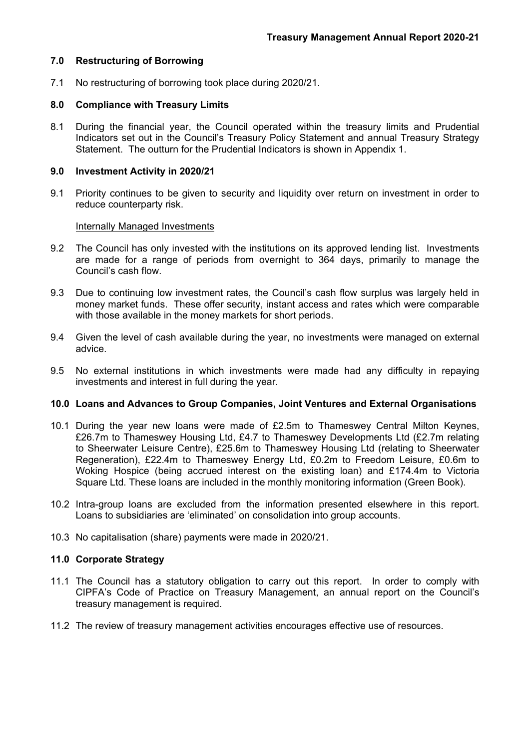## 7.0 Restructuring of Borrowing

7.1 No restructuring of borrowing took place during 2020/21.

## 8.0 Compliance with Treasury Limits

8.1 During the financial year, the Council operated within the treasury limits and Prudential Indicators set out in the Council's Treasury Policy Statement and annual Treasury Strategy Statement. The outturn for the Prudential Indicators is shown in Appendix 1.

## 9.0 Investment Activity in 2020/21

9.1 Priority continues to be given to security and liquidity over return on investment in order to reduce counterparty risk.

Internally Managed Investments

9.2 The Council has only invested with the institutions on its approved lending list. Investments are made for a range of periods from overnight to 364 days, primarily to manage the Council's cash flow.

9.3 Due to continuing low investment rates, the Council's cash flow surplus was largely held in money market funds. These offer security, instant access and rates which were comparable with those available in the money markets for short periods.

9.4 Given the level of cash available during the year, no investments were managed on external advice.

9.5 No external institutions in which investments were made had any difficulty in repaying investments and interest in full during the year.

## 10.0 Loans and Advances to Group Companies, Joint Ventures and External Organisations

10.1 During the year new loans were made of £2.5m to Thameswey Central Milton Keynes, £26.7m to Thameswey Housing Ltd, £4.7 to Thameswey Developments Ltd (£2.7m relating to Sheerwater Leisure Centre), £25.6m to Thameswey Housing Ltd (relating to Sheerwater Regeneration), £22.4m to Thameswey Energy Ltd, £0.2m to Freedom Leisure, £0.6m to Woking Hospice (being accrued interest on the existing loan) and £174.4m to Victoria Square Ltd. These loans are included in the monthly monitoring information (Green Book).

10.2 Intra-group loans are excluded from the information presented elsewhere in this report. Loans to subsidiaries are 'eliminated' on consolidation into group accounts.

10.3 No capitalisation (share) payments were made in 2020/21.

## 11.0 Corporate Strategy

11.1 The Council has a statutory obligation to carry out this report. In order to comply with CIPFA's Code of Practice on Treasury Management, an annual report on the Council's treasury management is required.

11.2 The review of treasury management activities encourages effective use of resources.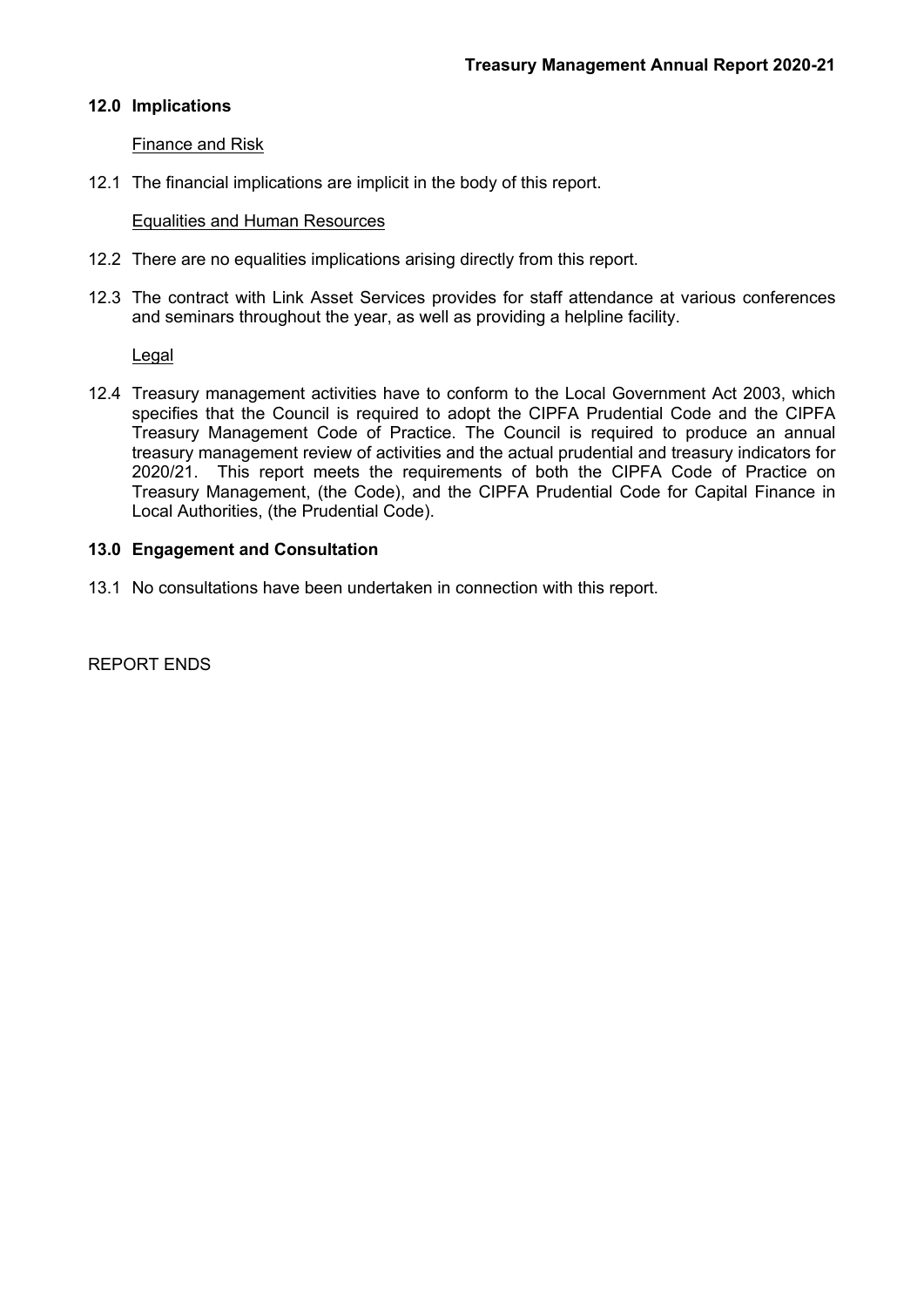## 12.0 Implications

Finance and Risk

12.1 The financial implications are implicit in the body of this report.

Equalities and Human Resources

12.2 There are no equalities implications arising directly from this report.

12.3 The contract with Link Asset Services provides for staff attendance at various conferences and seminars throughout the year, as well as providing a helpline facility.

Legal

12.4 Treasury management activities have to conform to the Local Government Act 2003, which specifies that the Council is required to adopt the CIPFA Prudential Code and the CIPFA Treasury Management Code of Practice. The Council is required to produce an annual treasury management review of activities and the actual prudential and treasury indicators for 2020/21. This report meets the requirements of both the CIPFA Code of Practice on Treasury Management, (the Code), and the CIPFA Prudential Code for Capital Finance in Local Authorities, (the Prudential Code).

## 13.0 Engagement and Consultation

13.1 No consultations have been undertaken in connection with this report.

REPORT ENDS